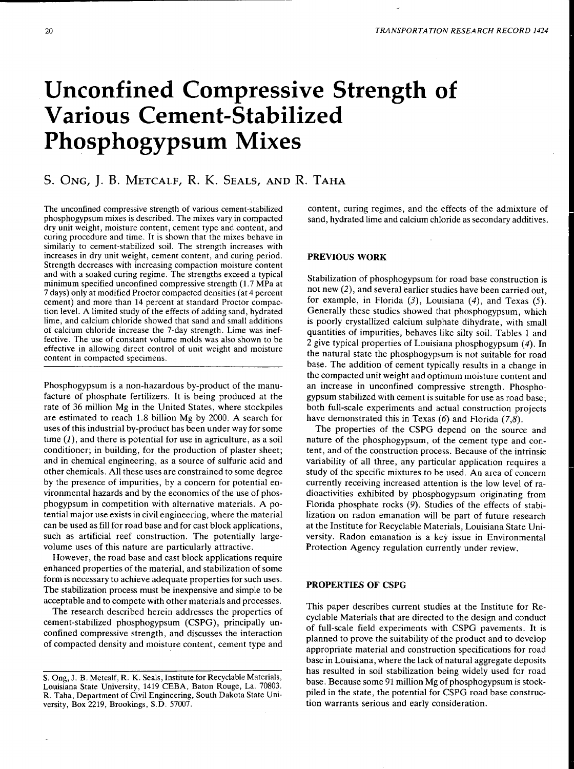# Unconfined Compressive Strength of Various Cement-Stabilized Phosphogypsum Mixes

S. ONG, J. B. METCALF, R. K. SEALS, AND R. TAHA

The unconfined compressive strength of various cement-stabilized phosphogypsum mixes is described. The mixes vary in compacted dry unit weight, moisture content, cement type and content, and curing procedure and time. It is shown that the mixes behave in similarly to cement-stabilized soil. The strength increases with increases in dry unit weight, cement content, and curing period. Strength decreases with increasing compaction moisture content and with a soaked curing regime. The strengths exceed a typical minimum specified unconfined compressive strength (1.7 MPa at 7 days) only at modified Proctor compacted densities (at 4 percent cement) and more than 14 percent at standard Proctor compaction level. A limited study of the effects of adding sand, hydrated lime, and calcium chloride showed that sand and small additions of calcium chloride increase the 7-day strength. Lime was ineffective. The use of constant volume molds was also shown to be effective in allowing direct control of unit weight and moisture content in compacted specimens.

Phosphogypsum is a non-hazardous by-product of the manufacture of phosphate fertilizers. It is being produced at the rate of 36 million Mg in the United States, where stockpiles are estimated to reach 1.8 billion Mg by 2000. A search for uses of this industrial by-product has been under way for some time (*1*), and there is potential for use in agriculture, as a soil conditioner; in building, for the production of plaster sheet; and in chemical engineering, as a source of sulfuric acid and other chemicals. All these uses are constrained to some degree by the presence of impurities, by a concern for potential environmental hazards and by the economics of the use of phosphogypsum in competition with alternative materials. A potential major use exists in civil engineering, where the material can be used as fill for road base and for cast block applications, such as artificial reef construction. The potentially large-volume uses of this nature are particularly attractive.

However, the road base and cast block applications require enhanced properties of the material, and stabilization of some form is necessary to achieve adequate properties for such uses. The stabilization process must be inexpensive and simple to be acceptable and to compete with other materials and processes.

The research described herein addresses the properties of cement-stabilized phosphogypsum (CSPG), principally unconfined compressive strength, and discusses the interaction of compacted density and moisture content, cement type and content, curing regimes, and the effects of the admixture of sand, hydrated lime and calcium chloride as secondary additives.

S. Ong, J. B. Metcalf, R. K. Seals, Institute for Recyclable Materials, Louisiana State University, 1419 CEBA, Baton Rouge, La. 70803. R. Taha, Department of Civil Engineering, South Dakota State University, Box 2219, Brookings, S.D. 57007.

## PREVIOUS WORK

Stabilization of phosphogypsum for road base construction is not new (*2*), and several earlier studies have been carried out, for example, in Florida (*3*), Louisiana (*4*), and Texas (*5*). Generally these studies showed that phosphogypsum, which is poorly crystallized calcium sulphate dihydrate, with small quantities of impurities, behaves like silty soil. Tables 1 and 2 give typical properties of Louisiana phosphogypsum (*4*). In the natural state the phosphogypsum is not suitable for road base. The addition of cement typically results in a change in the compacted unit weight and optimum moisture content and an increase in unconfined compressive strength. Phosphogypsum stabilized with cement is suitable for use as road base; both full-scale experiments and actual construction projects have demonstrated this in Texas (*6*) and Florida (*7,8*).

The properties of the CSPG depend on the source and nature of the phosphogypsum, of the cement type and content, and of the construction process. Because of the intrinsic variability of all three, any particular application requires a study of the specific mixtures to be used. An area of concern currently receiving increased attention is the low level of radioactivities exhibited by phosphogypsum originating from Florida phosphate rocks (*9*). Studies of the effects of stabilization on radon emanation will be part of future research at the Institute for Recyclable Materials, Louisiana State University. Radon emanation is a key issue in Environmental Protection Agency regulation currently under review.

## PROPERTIES OF CSPG

This paper describes current studies at the Institute for Recyclable Materials that are directed to the design and conduct of full-scale field experiments with CSPG pavements. It is planned to prove the suitability of the product and to develop appropriate material and construction specifications for road base in Louisiana, where the lack of natural aggregate deposits has resulted in soil stabilization being widely used for road base. Because some 91 million Mg of phosphogypsum is stockpiled in the state, the potential for CSPG road base construction warrants serious and early consideration.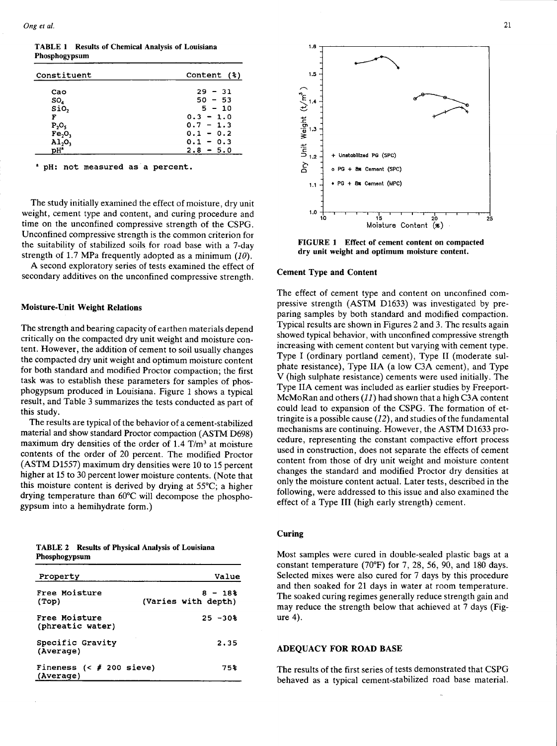**TABLE 1 Results of Chemical Analysis of Louisiana Phosphogypsum**

| Constituent | Content (%) |
|---|---|
| CaO | 29 - 31 |
| $SO_4$ | 50 - 53 |
| $SiO_2$ | 5 - 10 |
| F | 0.3 - 1.0 |
| $P_2O_5$ | 0.7 - 1.3 |
| $Fe_2O_3$ | 0.1 - 0.2 |
| $Al_2O_3$ | 0.1 - 0.3 |
| pH[a] | 2.8 - 5.0 |

[a] pH: not measured as a percent.

The study initially examined the effect of moisture, dry unit weight, cement type and content, and curing procedure and time on the unconfined compressive strength of the CSPG. Unconfined compressive strength is the common criterion for the suitability of stabilized soils for road base with a 7-day strength of 1.7 MPa frequently adopted as a minimum (*10*).

A second exploratory series of tests examined the effect of secondary additives on the unconfined compressive strength.

### Moisture-Unit Weight Relations

The strength and bearing capacity of earthen materials depend critically on the compacted dry unit weight and moisture content. However, the addition of cement to soil usually changes the compacted dry unit weight and optimum moisture content for both standard and modified Proctor compaction; the first task was to establish these parameters for samples of phosphogypsum produced in Louisiana. Figure 1 shows a typical result, and Table 3 summarizes the tests conducted as part of this study.

The results are typical of the behavior of a cement-stabilized material and show standard Proctor compaction (ASTM D698) maximum dry densities of the order of 1.4 T/m³ at moisture contents of the order of 20 percent. The modified Proctor (ASTM D1557) maximum dry densities were 10 to 15 percent higher at 15 to 30 percent lower moisture contents. (Note that this moisture content is derived by drying at 55°C; a higher drying temperature than 60°C will decompose the phosphogypsum into a hemihydrate form.)

**TABLE 2 Results of Physical Analysis of Louisiana Phosphogypsum**

| Property | Value |
|---|---|
| Free Moisture (Top) | 8 - 18% (Varies with depth) |
| Free Moisture (phreatic water) | 25 -30% |
| Specific Gravity (Average) | 2.35 |
| Fineness (< # 200 sieve) (Average) | 75% |

**FIGURE 1 Effect of cement content on compacted dry unit weight and optimum moisture content.**

### Cement Type and Content

The effect of cement type and content on unconfined compressive strength (ASTM D1633) was investigated by preparing samples by both standard and modified compaction. Typical results are shown in Figures 2 and 3. The results again showed typical behavior, with unconfined compressive strength increasing with cement content but varying with cement type. Type I (ordinary portland cement), Type II (moderate sulphate resistance), Type IIA (a low C3A cement), and Type V (high sulphate resistance) cements were used initially. The Type IIA cement was included as earlier studies by Freeport-McMoRan and others (*11*) had shown that a high C3A content could lead to expansion of the CSPG. The formation of ettringite is a possible cause (*12*), and studies of the fundamental mechanisms are continuing. However, the ASTM D1633 procedure, representing the constant compactive effort process used in construction, does not separate the effects of cement content from those of dry unit weight and moisture content changes the standard and modified Proctor dry densities at only the moisture content actual. Later tests, described in the following, were addressed to this issue and also examined the effect of a Type III (high early strength) cement.

### Curing

Most samples were cured in double-sealed plastic bags at a constant temperature (70°F) for 7, 28, 56, 90, and 180 days. Selected mixes were also cured for 7 days by this procedure and then soaked for 21 days in water at room temperature. The soaked curing regimes generally reduce strength gain and may reduce the strength below that achieved at 7 days (Figure 4).

## ADEQUACY FOR ROAD BASE

The results of the first series of tests demonstrated that CSPG behaved as a typical cement-stabilized road base material.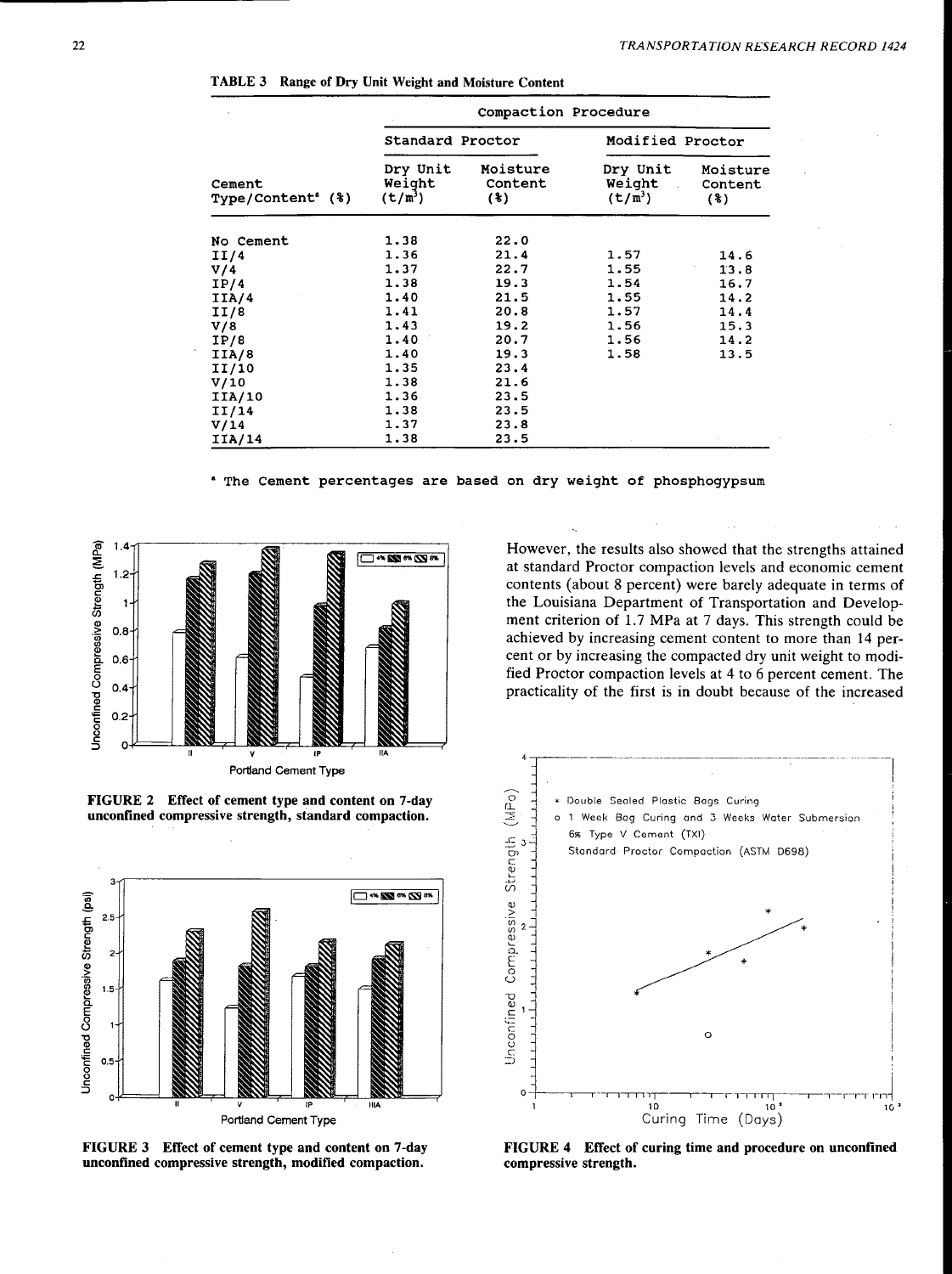**TABLE 3 Range of Dry Unit Weight and Moisture Content**

| | Compaction Procedure | | | |
|---|---|---|---|---|
| | Standard Proctor | | Modified Proctor | |
| Cement Type/Content[a] (%) | Dry Unit Weight ($t/m^3$) | Moisture Content (%) | Dry Unit Weight ($t/m^3$) | Moisture Content (%) |
| No Cement | 1.38 | 22.0 | | |
| II/4 | 1.36 | 21.4 | 1.57 | 14.6 |
| V/4 | 1.37 | 22.7 | 1.55 | 13.8 |
| IP/4 | 1.38 | 19.3 | 1.54 | 16.7 |
| IIA/4 | 1.40 | 21.5 | 1.55 | 14.2 |
| II/8 | 1.41 | 20.8 | 1.57 | 14.4 |
| V/8 | 1.43 | 19.2 | 1.56 | 15.3 |
| IP/8 | 1.40 | 20.7 | 1.56 | 14.2 |
| IIA/8 | 1.40 | 19.3 | 1.58 | 13.5 |
| II/10 | 1.35 | 23.4 | | |
| V/10 | 1.38 | 21.6 | | |
| IIA/10 | 1.36 | 23.5 | | |
| II/14 | 1.38 | 23.5 | | |
| V/14 | 1.37 | 23.8 | | |
| IIA/14 | 1.38 | 23.5 | | |

[a] The Cement percentages are based on dry weight of phosphogypsum

**FIGURE 2 Effect of cement type and content on 7-day unconfined compressive strength, standard compaction.**

**FIGURE 3 Effect of cement type and content on 7-day unconfined compressive strength, modified compaction.**

However, the results also showed that the strengths attained at standard Proctor compaction levels and economic cement contents (about 8 percent) were barely adequate in terms of the Louisiana Department of Transportation and Development criterion of 1.7 MPa at 7 days. This strength could be achieved by increasing cement content to more than 14 percent or by increasing the compacted dry unit weight to modified Proctor compaction levels at 4 to 6 percent cement. The practicality of the first is in doubt because of the increased

**FIGURE 4 Effect of curing time and procedure on unconfined compressive strength.**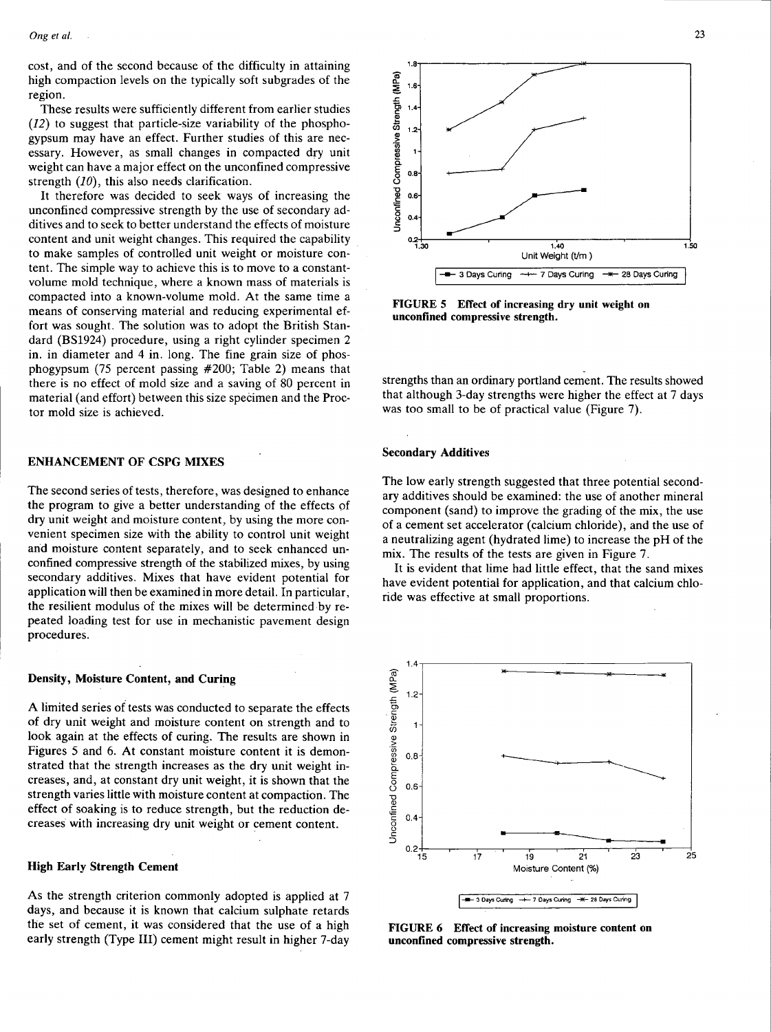cost, and of the second because of the difficulty in attaining high compaction levels on the typically soft subgrades of the region.

These results were sufficiently different from earlier studies (*12*) to suggest that particle-size variability of the phosphogypsum may have an effect. Further studies of this are necessary. However, as small changes in compacted dry unit weight can have a major effect on the unconfined compressive strength (*10*), this also needs clarification.

It therefore was decided to seek ways of increasing the unconfined compressive strength by the use of secondary additives and to seek to better understand the effects of moisture content and unit weight changes. This required the capability to make samples of controlled unit weight or moisture content. The simple way to achieve this is to move to a constant-volume mold technique, where a known mass of materials is compacted into a known-volume mold. At the same time a means of conserving material and reducing experimental effort was sought. The solution was to adopt the British Standard (BS1924) procedure, using a right cylinder specimen 2 in. in diameter and 4 in. long. The fine grain size of phosphogypsum (75 percent passing #200; Table 2) means that there is no effect of mold size and a saving of 80 percent in material (and effort) between this size specimen and the Proctor mold size is achieved.

## ENHANCEMENT OF CSPG MIXES

The second series of tests, therefore, was designed to enhance the program to give a better understanding of the effects of dry unit weight and moisture content, by using the more convenient specimen size with the ability to control unit weight and moisture content separately, and to seek enhanced unconfined compressive strength of the stabilized mixes, by using secondary additives. Mixes that have evident potential for application will then be examined in more detail. In particular, the resilient modulus of the mixes will be determined by repeated loading test for use in mechanistic pavement design procedures.

### Density, Moisture Content, and Curing

A limited series of tests was conducted to separate the effects of dry unit weight and moisture content on strength and to look again at the effects of curing. The results are shown in Figures 5 and 6. At constant moisture content it is demonstrated that the strength increases as the dry unit weight increases, and, at constant dry unit weight, it is shown that the strength varies little with moisture content at compaction. The effect of soaking is to reduce strength, but the reduction decreases with increasing dry unit weight or cement content.

### High Early Strength Cement

As the strength criterion commonly adopted is applied at 7 days, and because it is known that calcium sulphate retards the set of cement, it was considered that the use of a high early strength (Type III) cement might result in higher 7-day strengths than an ordinary portland cement. The results showed that although 3-day strengths were higher the effect at 7 days was too small to be of practical value (Figure 7).

**FIGURE 5 Effect of increasing dry unit weight on unconfined compressive strength.**

### Secondary Additives

The low early strength suggested that three potential secondary additives should be examined: the use of another mineral component (sand) to improve the grading of the mix, the use of a cement set accelerator (calcium chloride), and the use of a neutralizing agent (hydrated lime) to increase the pH of the mix. The results of the tests are given in Figure 7.

It is evident that lime had little effect, that the sand mixes have evident potential for application, and that calcium chloride was effective at small proportions.

**FIGURE 6 Effect of increasing moisture content on unconfined compressive strength.**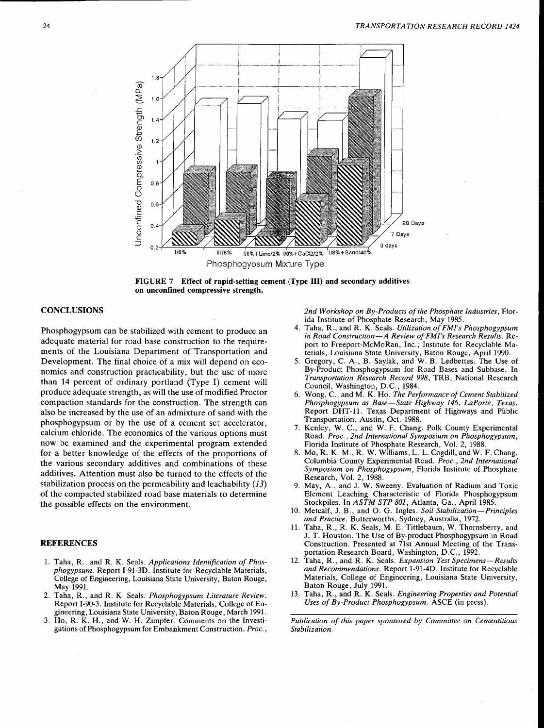Unconfined Compressive Strength (MPa)

1.8
1.6
1.4
1.2
1
0.8
0.6
0.4
0.2

I/8%
III/8%
I/8%+Lime/2%
I/8%+CaCl2/2%
I/8%+Sand/40%

28 Days
7 Days
3 days

Phosphogypsum Mixture Type

**FIGURE 7 Effect of rapid-setting cement (Type III) and secondary additives on unconfined compressive strength.**

## CONCLUSIONS

Phosphogypsum can be stabilized with cement to produce an adequate material for road base construction to the requirements of the Louisiana Department of Transportation and Development. The final choice of a mix will depend on economics and construction practicability, but the use of more than 14 percent of ordinary portland (Type I) cement will produce adequate strength, as will the use of modified Proctor compaction standards for the construction. The strength can also be increased by the use of an admixture of sand with the phosphogypsum or by the use of a cement set accelerator, calcium chloride. The economics of the various options must now be examined and the experimental program extended for a better knowledge of the effects of the proportions of the various secondary additives and combinations of these additives. Attention must also be turned to the effects of the stabilization process on the permeability and leachability (*13*) of the compacted stabilized road base materials to determine the possible effects on the environment.

## REFERENCES

1. Taha, R., and R. K. Seals. *Applications Identification of Phosphogypsum*. Report I-91-3D. Institute for Recyclable Materials, College of Engineering, Louisiana State University, Baton Rouge, May 1991.
2. Taha, R., and R. K. Seals. *Phosphogypsum Literature Review*. Report I-90-3. Institute for Recyclable Materials, College of Engineering, Louisiana State University, Baton Rouge, March 1991.
3. Ho, R. K. H., and W. H. Zimpfer. Comments on the Investigations of Phosphogypsum for Embankment Construction. *Proc., 2nd Workshop on By-Products of the Phosphate Industries*, Florida Institute of Phosphate Research, May 1985.
4. Taha, R., and R. K. Seals. *Utilization of FMI's Phosphogypsum in Road Construction—A Review of FMI's Research Results*. Report to Freeport-McMoRan, Inc.; Institute for Recyclable Materials, Louisiana State University, Baton Rouge, April 1990.
5. Gregory, C. A., B. Saylak, and W. B. Ledbettes. The Use of By-Product Phosphogypsum for Road Bases and Subbase. In *Transportation Research Record 998*, TRB, National Research Council, Washington, D.C., 1984.
6. Wong, C., and M. K. Ho. *The Performance of Cement Stabilized Phosphogypsum as Base—State Highway 146, LaPorte, Texas*. Report DHT-11. Texas Department of Highways and Public Transportation, Austin, Oct. 1988.
7. Kenley, W. C., and W. F. Chang. Polk County Experimental Road. *Proc., 2nd International Symposium on Phosphogypsum*, Florida Institute of Phosphate Research, Vol. 2, 1988.
8. Mo, R. K. M., R. W. Williams, L. L. Cogdill, and W. F. Chang. Columbia County Experimental Road. *Proc., 2nd International Symposium on Phosphogypsum*, Florida Institute of Phosphate Research, Vol. 2, 1988.
9. May, A., and J. W. Sweeny. Evaluation of Radium and Toxic Element Leaching Characteristic of Florida Phosphogypsum Stockpiles. In *ASTM STP 801*, Atlanta, Ga., April 1985.
10. Metcalf, J. B., and O. G. Ingles. *Soil Stabilization—Principles and Practice*. Butterworths, Sydney, Australia, 1972.
11. Taha, R., R. K. Seals, M. E. Tittlebaum, W. Thornsberry, and J. T. Houston. The Use of By-product Phosphogypsum in Road Construction. Presented at 71st Annual Meeting of the Transportation Research Board, Washington, D.C., 1992.
12. Taha, R., and R. K. Seals. *Expansion Test Specimens—Results and Recommendations*. Report 1-91-4D. Institute for Recyclable Materials, College of Engineering, Louisiana State University, Baton Rouge, July 1991.
13. Taha, R., and R. K. Seals. *Engineering Properties and Potential Uses of By-Product Phosphogypsum*. ASCE (in press).

*Publication of this paper sponsored by Committee on Cementitious Stabilization.*